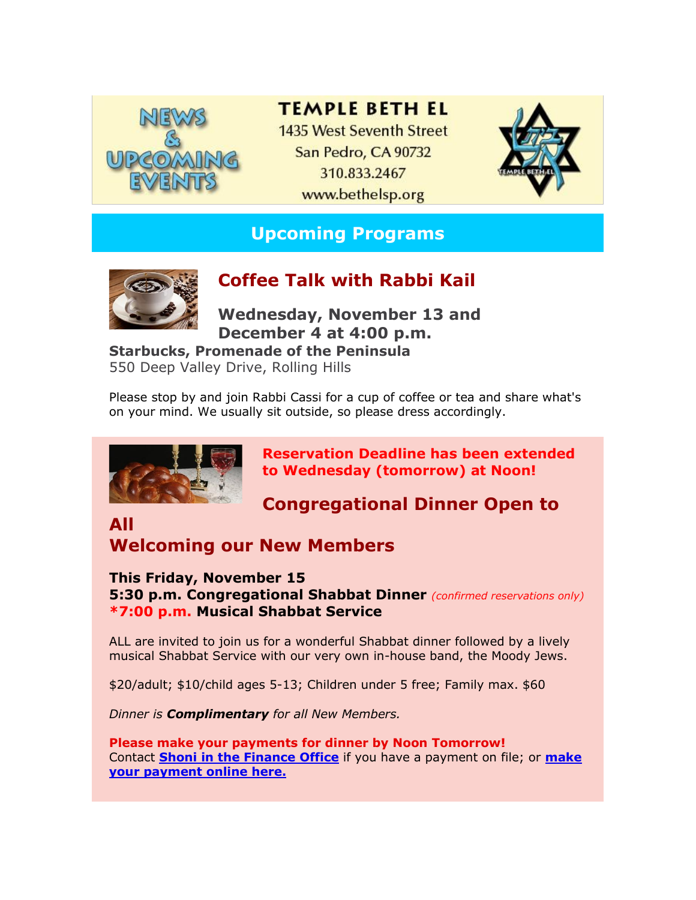NEWS & UPCOMING EVENTS

# TEMPLE BETH EL

1435 West Seventh Street
San Pedro, CA 90732
310.833.2467
www.bethelsp.org

## Upcoming Programs

### Coffee Talk with Rabbi Kail

**Wednesday, November 13 and December 4 at 4:00 p.m.**

**Starbucks, Promenade of the Peninsula**
550 Deep Valley Drive, Rolling Hills

Please stop by and join Rabbi Cassi for a cup of coffee or tea and share what's on your mind. We usually sit outside, so please dress accordingly.

**Reservation Deadline has been extended to Wednesday (tomorrow) at Noon!**

### Congregational Dinner Open to All
### Welcoming our New Members

**This Friday, November 15**
**5:30 p.m. Congregational Shabbat Dinner** *(confirmed reservations only)*
***7:00 p.m. Musical Shabbat Service**

ALL are invited to join us for a wonderful Shabbat dinner followed by a lively musical Shabbat Service with our very own in-house band, the Moody Jews.

$20/adult; $10/child ages 5-13; Children under 5 free; Family max. $60

*Dinner is **Complimentary** for all New Members.*

**Please make your payments for dinner by Noon Tomorrow!**
Contact **Shoni in the Finance Office** if you have a payment on file; or **make your payment online here.**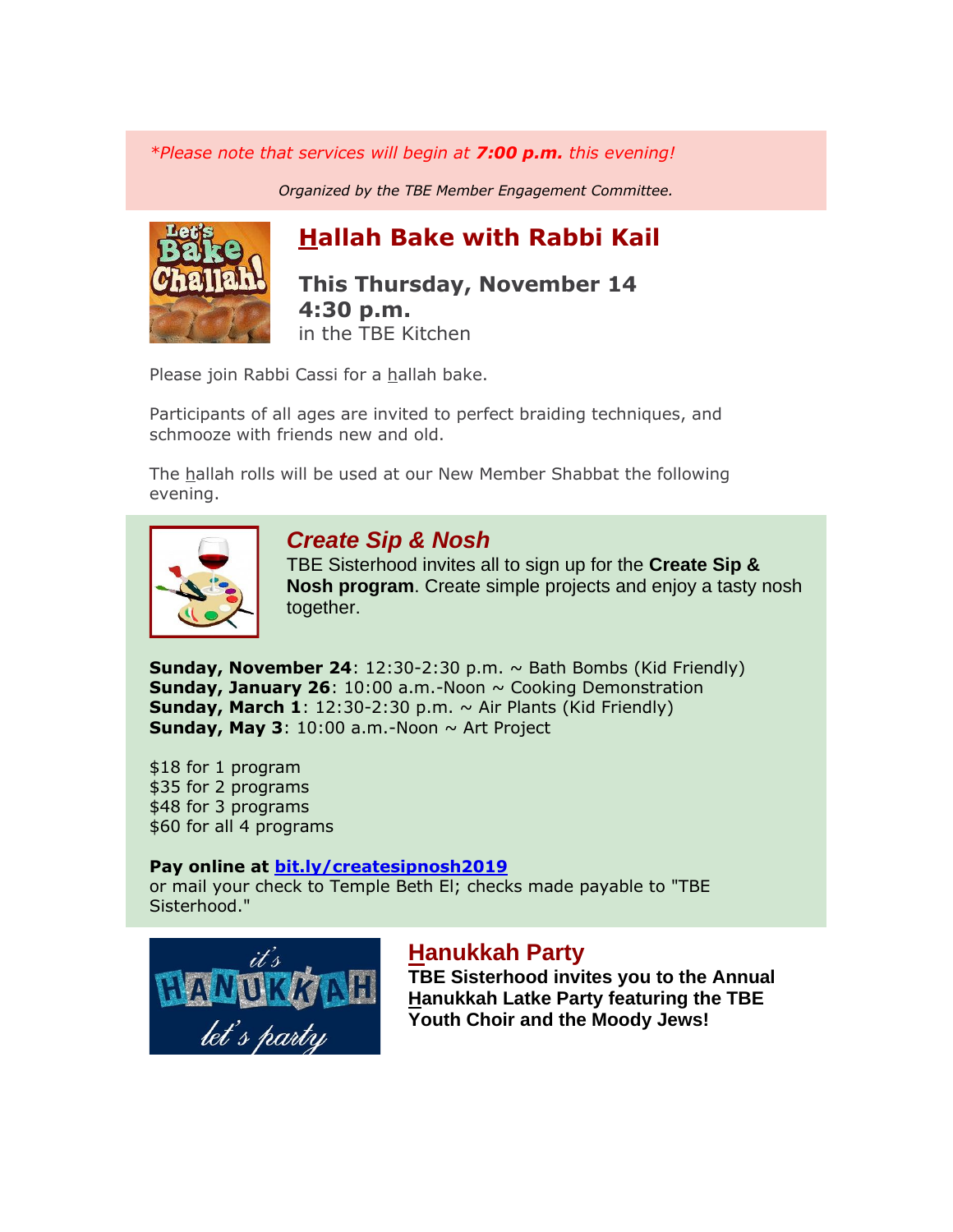*\*Please note that services will begin at **7:00 p.m.** this evening!*

*Organized by the TBE Member Engagement Committee.*

## Hallah Bake with Rabbi Kail

**This Thursday, November 14**
**4:30 p.m.**
in the TBE Kitchen

Please join Rabbi Cassi for a hallah bake.

Participants of all ages are invited to perfect braiding techniques, and schmooze with friends new and old.

The hallah rolls will be used at our New Member Shabbat the following evening.

## *Create Sip & Nosh*

TBE Sisterhood invites all to sign up for the **Create Sip & Nosh program**. Create simple projects and enjoy a tasty nosh together.

**Sunday, November 24**: 12:30-2:30 p.m. ~ Bath Bombs (Kid Friendly)
**Sunday, January 26**: 10:00 a.m.-Noon ~ Cooking Demonstration
**Sunday, March 1**: 12:30-2:30 p.m. ~ Air Plants (Kid Friendly)
**Sunday, May 3**: 10:00 a.m.-Noon ~ Art Project

$18 for 1 program
$35 for 2 programs
$48 for 3 programs
$60 for all 4 programs

**Pay online at [bit.ly/createsipnosh2019](bit.ly/createsipnosh2019)**
or mail your check to Temple Beth El; checks made payable to "TBE Sisterhood."

## Hanukkah Party

**TBE Sisterhood invites you to the Annual Hanukkah Latke Party featuring the TBE Youth Choir and the Moody Jews!**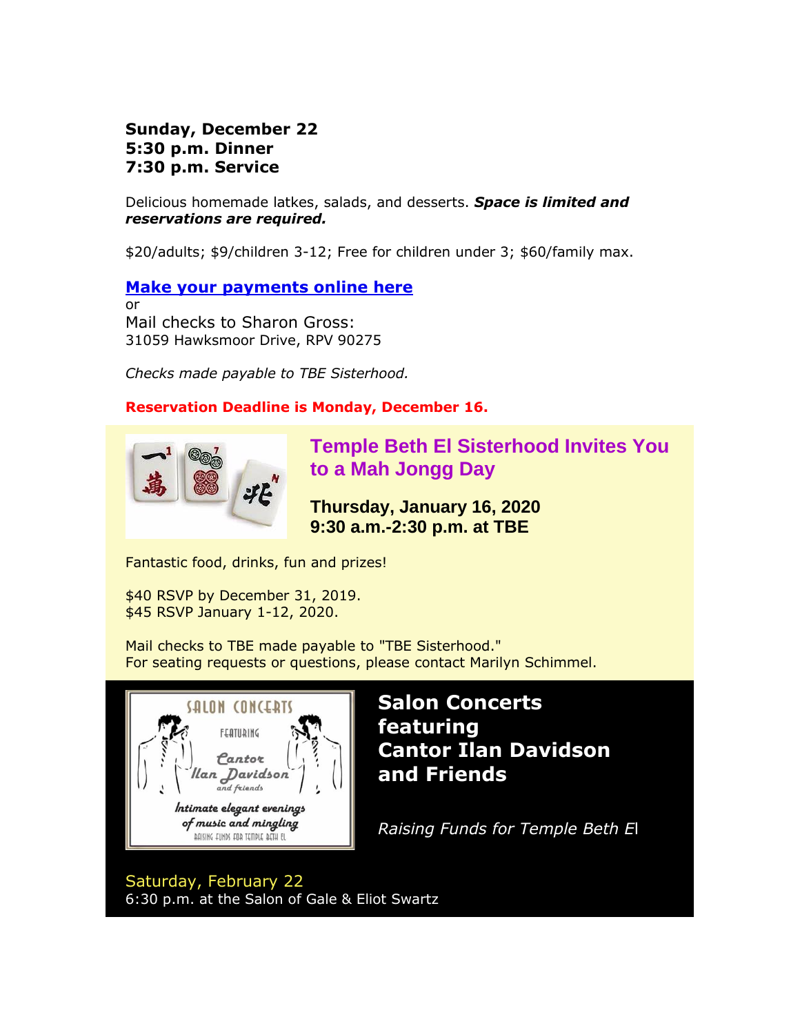**Sunday, December 22**
**5:30 p.m. Dinner**
**7:30 p.m. Service**

Delicious homemade latkes, salads, and desserts. ***Space is limited and reservations are required.***

$20/adults; $9/children 3-12; Free for children under 3; $60/family max.

**Make your payments online here**
or
Mail checks to Sharon Gross:
31059 Hawksmoor Drive, RPV 90275

*Checks made payable to TBE Sisterhood.*

**Reservation Deadline is Monday, December 16.**

## Temple Beth El Sisterhood Invites You to a Mah Jongg Day

**Thursday, January 16, 2020**
**9:30 a.m.-2:30 p.m. at TBE**

Fantastic food, drinks, fun and prizes!

$40 RSVP by December 31, 2019.
$45 RSVP January 1-12, 2020.

Mail checks to TBE made payable to "TBE Sisterhood."
For seating requests or questions, please contact Marilyn Schimmel.

## Salon Concerts featuring Cantor Ilan Davidson and Friends

*Raising Funds for Temple Beth El*

Saturday, February 22
6:30 p.m. at the Salon of Gale & Eliot Swartz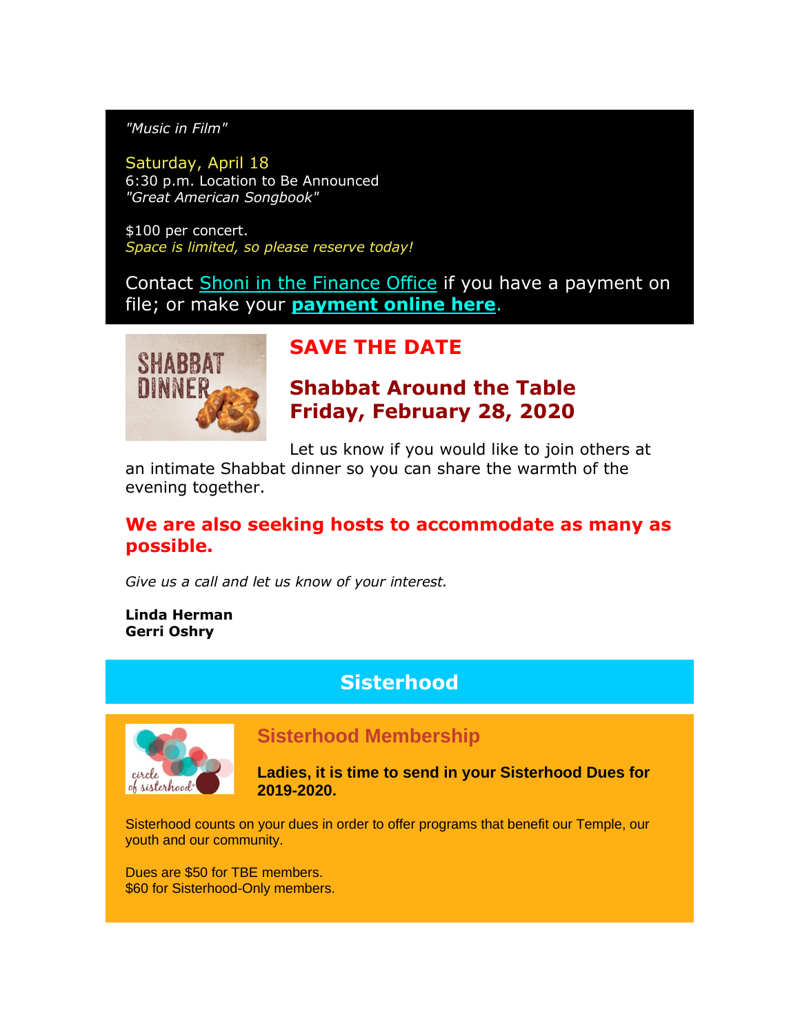*"Music in Film"*

Saturday, April 18
6:30 p.m. Location to Be Announced
*"Great American Songbook"*

$100 per concert.
*Space is limited, so please reserve today!*

Contact Shoni in the Finance Office if you have a payment on file; or make your **payment online here**.

## SAVE THE DATE

## Shabbat Around the Table
## Friday, February 28, 2020

Let us know if you would like to join others at an intimate Shabbat dinner so you can share the warmth of the evening together.

**We are also seeking hosts to accommodate as many as possible.**

*Give us a call and let us know of your interest.*

**Linda Herman**
**Gerri Oshry**

# Sisterhood

## Sisterhood Membership

**Ladies, it is time to send in your Sisterhood Dues for 2019-2020.**

Sisterhood counts on your dues in order to offer programs that benefit our Temple, our youth and our community.

Dues are $50 for TBE members.
$60 for Sisterhood-Only members.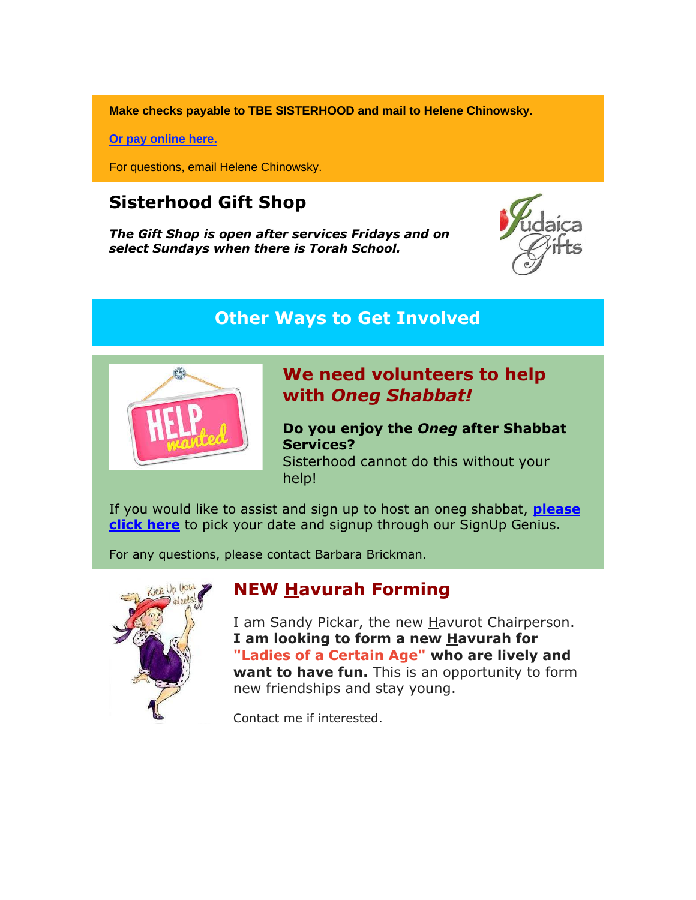**Make checks payable to TBE SISTERHOOD and mail to Helene Chinowsky.**

**Or pay online here.**

For questions, email Helene Chinowsky.

## Sisterhood Gift Shop

***The Gift Shop is open after services Fridays and on select Sundays when there is Torah School.***

## Other Ways to Get Involved

### We need volunteers to help with *Oneg Shabbat!*

**Do you enjoy the *Oneg* after Shabbat Services?**
Sisterhood cannot do this without your help!

If you would like to assist and sign up to host an oneg shabbat, **please click here** to pick your date and signup through our SignUp Genius.

For any questions, please contact Barbara Brickman.

### NEW Havurah Forming

I am Sandy Pickar, the new Havurot Chairperson. **I am looking to form a new Havurah for "Ladies of a Certain Age" who are lively and want to have fun.** This is an opportunity to form new friendships and stay young.

Contact me if interested.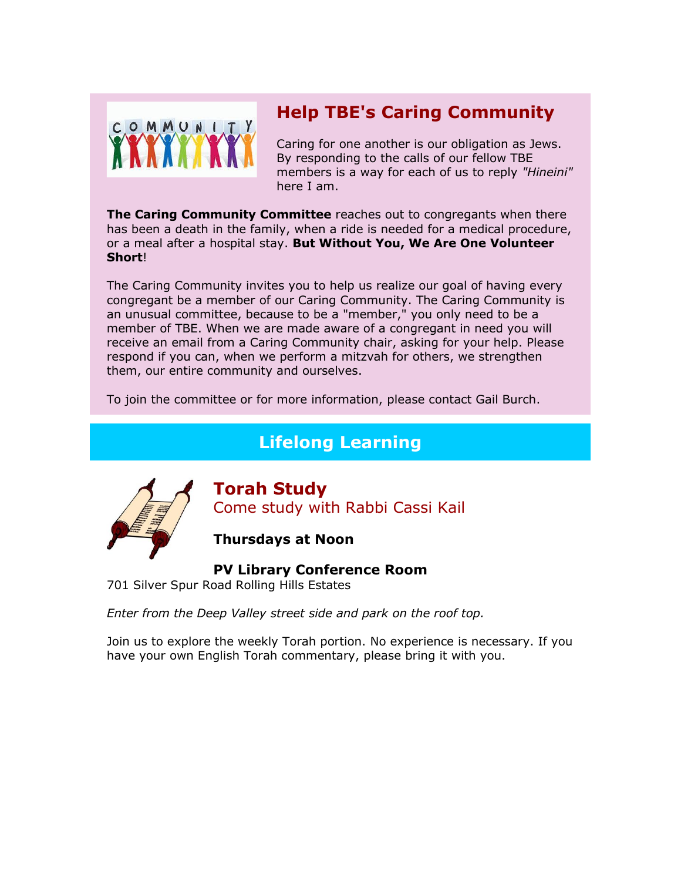## Help TBE's Caring Community

Caring for one another is our obligation as Jews. By responding to the calls of our fellow TBE members is a way for each of us to reply *"Hineini"* here I am.

**The Caring Community Committee** reaches out to congregants when there has been a death in the family, when a ride is needed for a medical procedure, or a meal after a hospital stay. **But Without You, We Are One Volunteer Short**!

The Caring Community invites you to help us realize our goal of having every congregant be a member of our Caring Community. The Caring Community is an unusual committee, because to be a "member," you only need to be a member of TBE. When we are made aware of a congregant in need you will receive an email from a Caring Community chair, asking for your help. Please respond if you can, when we perform a mitzvah for others, we strengthen them, our entire community and ourselves.

To join the committee or for more information, please contact Gail Burch.

# Lifelong Learning

## Torah Study

Come study with Rabbi Cassi Kail

**Thursdays at Noon**

**PV Library Conference Room**
701 Silver Spur Road Rolling Hills Estates

*Enter from the Deep Valley street side and park on the roof top.*

Join us to explore the weekly Torah portion. No experience is necessary. If you have your own English Torah commentary, please bring it with you.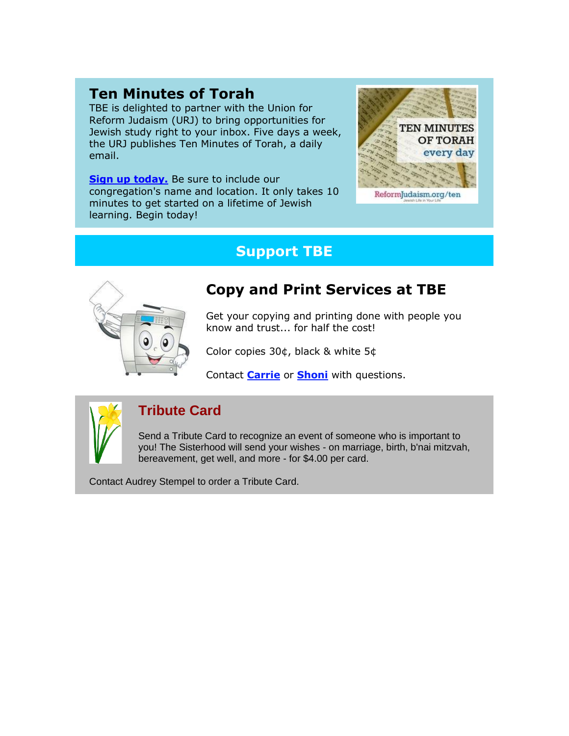## Ten Minutes of Torah

TBE is delighted to partner with the Union for Reform Judaism (URJ) to bring opportunities for Jewish study right to your inbox. Five days a week, the URJ publishes Ten Minutes of Torah, a daily email.

**Sign up today.** Be sure to include our congregation's name and location. It only takes 10 minutes to get started on a lifetime of Jewish learning. Begin today!

# Support TBE

## Copy and Print Services at TBE

Get your copying and printing done with people you know and trust... for half the cost!

Color copies 30¢, black & white 5¢

Contact **Carrie** or **Shoni** with questions.

## Tribute Card

Send a Tribute Card to recognize an event of someone who is important to you! The Sisterhood will send your wishes - on marriage, birth, b'nai mitzvah, bereavement, get well, and more - for $4.00 per card.

Contact Audrey Stempel to order a Tribute Card.